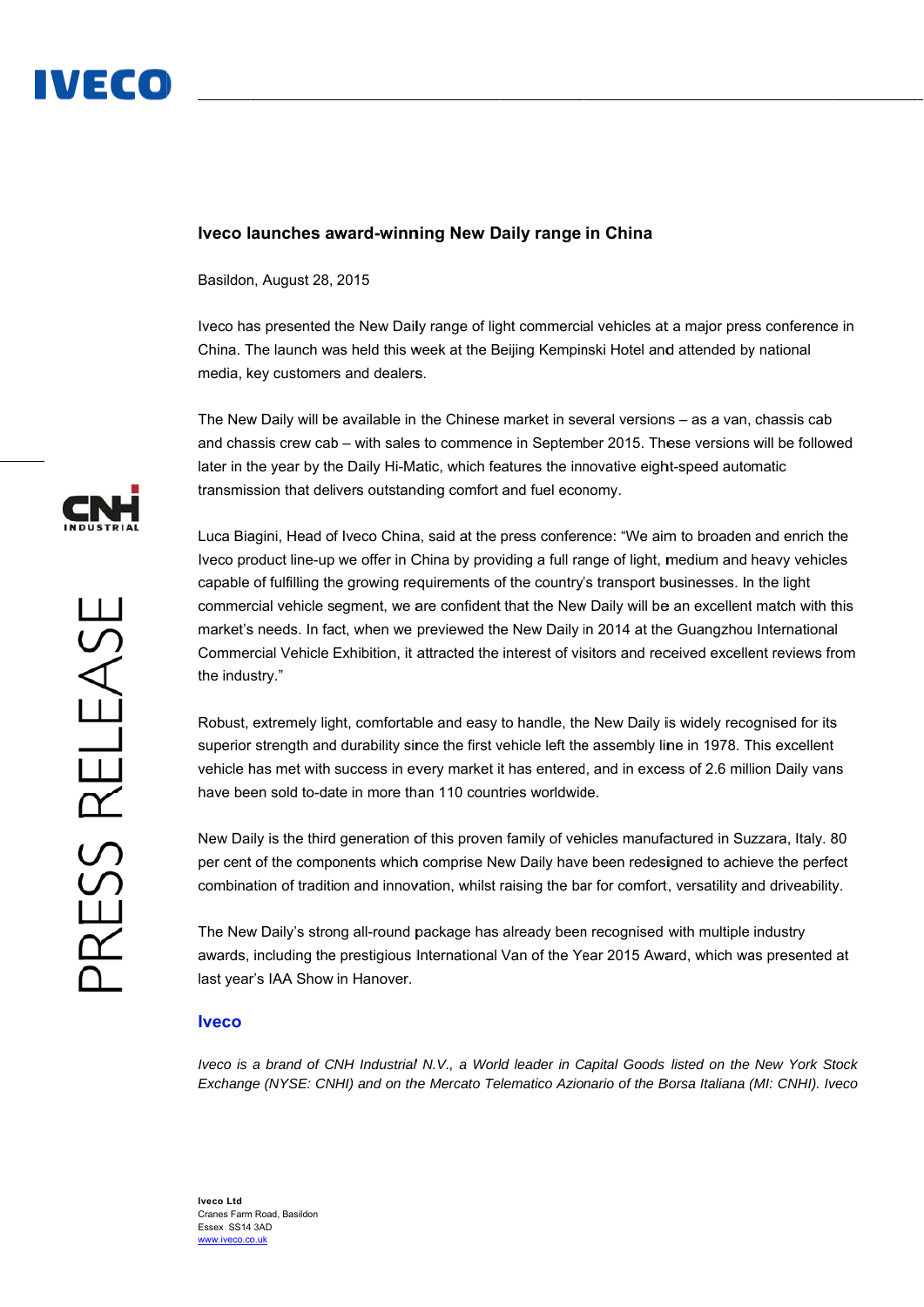# Iveco launches award-winning New Daily range in China

Basildon, August 28, 2015

Iveco has presented the New Daily range of light commercial vehicles at a major press conference in China. The launch was held this week at the Beijing Kempinski Hotel and attended by national media, key customers and dealers.

The New Daily will be available in the Chinese market in several versions – as a van, chassis cab and chassis crew cab – with sales to commence in September 2015. These versions will be followed later in the year by the Daily Hi-Matic, which features the innovative eight-speed automatic transmission that delivers outstanding comfort and fuel economy.

Luca Biagini, Head of Iveco China, said at the press conference: "We aim to broaden and enrich the Iveco product line-up we offer in China by providing a full range of light, medium and heavy vehicles capable of fulfilling the growing requirements of the country's transport businesses. In the light commercial vehicle segment, we are confident that the New Daily will be an excellent match with this market's needs. In fact, when we previewed the New Daily in 2014 at the Guangzhou International Commercial Vehicle Exhibition, it attracted the interest of visitors and received excellent reviews from the industry."

Robust, extremely light, comfortable and easy to handle, the New Daily is widely recognised for its superior strength and durability since the first vehicle left the assembly line in 1978. This excellent vehicle has met with success in every market it has entered, and in excess of 2.6 million Daily vans have been sold to-date in more than 110 countries worldwide.

New Daily is the third generation of this proven family of vehicles manufactured in Suzzara, Italy. 80 per cent of the components which comprise New Daily have been redesigned to achieve the perfect combination of tradition and innovation, whilst raising the bar for comfort, versatility and driveability.

The New Daily's strong all-round package has already been recognised with multiple industry awards, including the prestigious International Van of the Year 2015 Award, which was presented at last year's IAA Show in Hanover.

## Iveco

*Iveco is a brand of CNH Industrial N.V., a World leader in Capital Goods listed on the New York Stock Exchange (NYSE: CNHI) and on the Mercato Telematico Azionario of the Borsa Italiana (MI: CNHI). Iveco*

**Iveco Ltd**
Cranes Farm Road, Basildon
Essex SS14 3AD
www.iveco.co.uk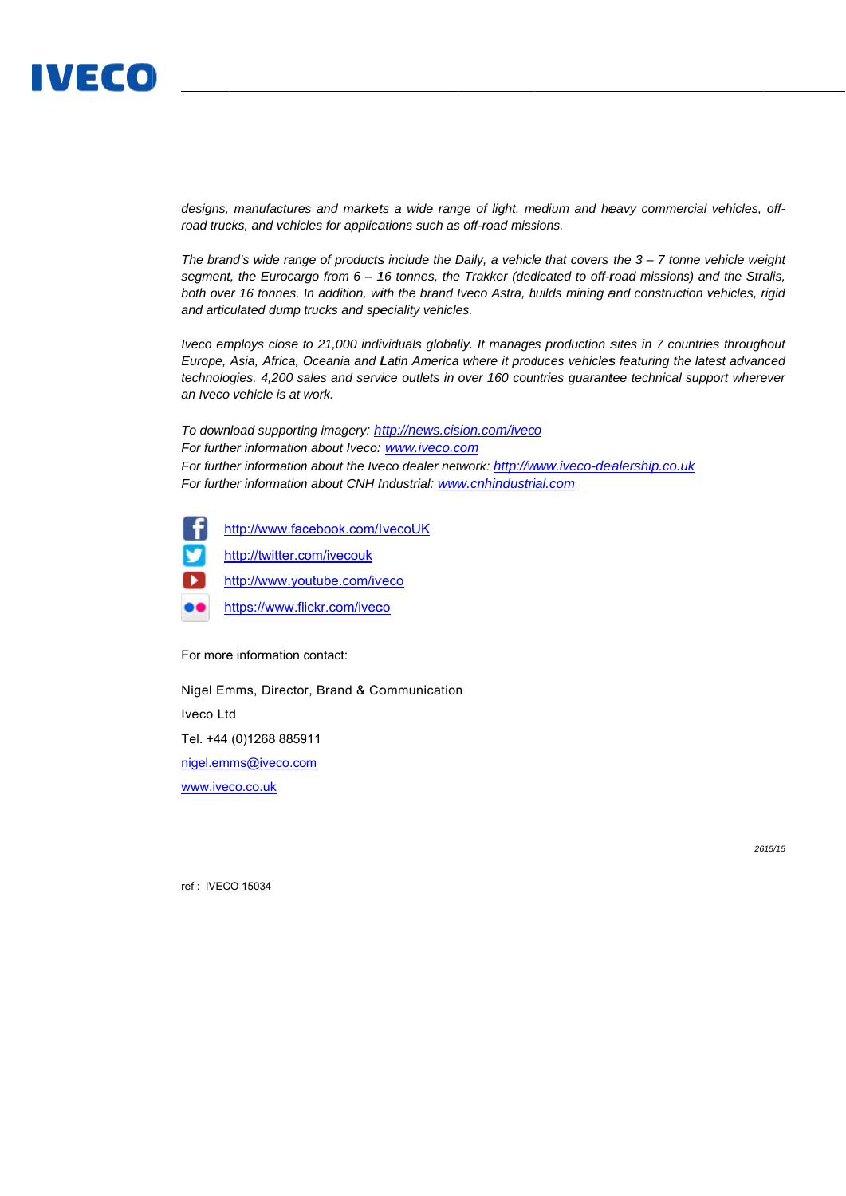*designs, manufactures and markets a wide range of light, medium and heavy commercial vehicles, off-road trucks, and vehicles for applications such as off-road missions.*

*The brand's wide range of products include the Daily, a vehicle that covers the 3 – 7 tonne vehicle weight segment, the Eurocargo from 6 – 16 tonnes, the Trakker (dedicated to off-road missions) and the Stralis, both over 16 tonnes. In addition, with the brand Iveco Astra, builds mining and construction vehicles, rigid and articulated dump trucks and speciality vehicles.*

*Iveco employs close to 21,000 individuals globally. It manages production sites in 7 countries throughout Europe, Asia, Africa, Oceania and Latin America where it produces vehicles featuring the latest advanced technologies. 4,200 sales and service outlets in over 160 countries guarantee technical support wherever an Iveco vehicle is at work.*

*To download supporting imagery: http://news.cision.com/iveco*
*For further information about Iveco: www.iveco.com*
*For further information about the Iveco dealer network: http://www.iveco-dealership.co.uk*
*For further information about CNH Industrial: www.cnhindustrial.com*

http://www.facebook.com/IvecoUK
http://twitter.com/ivecouk
http://www.youtube.com/iveco
https://www.flickr.com/iveco

For more information contact:

Nigel Emms, Director, Brand & Communication

Iveco Ltd

Tel. +44 (0)1268 885911

nigel.emms@iveco.com

www.iveco.co.uk

*2615/15*

ref : IVECO 15034